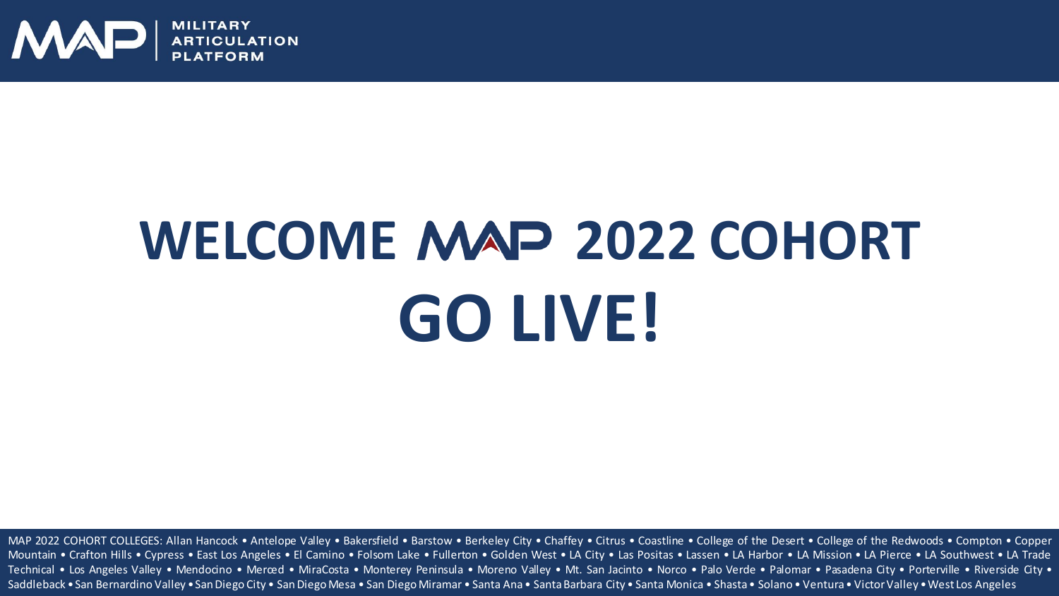MAP | MILITARY ARTICULATION PLATFORM

# WELCOME MAP 2022 COHORT GO LIVE!

MAP 2022 COHORT COLLEGES: Allan Hancock • Antelope Valley • Bakersfield • Barstow • Berkeley City • Chaffey • Citrus • Coastline • College of the Desert • College of the Redwoods • Compton • Copper Mountain • Crafton Hills • Cypress • East Los Angeles • El Camino • Folsom Lake • Fullerton • Golden West • LA City • Las Positas • Lassen • LA Harbor • LA Mission • LA Pierce • LA Southwest • LA Trade Technical • Los Angeles Valley • Mendocino • Merced • MiraCosta • Monterey Peninsula • Moreno Valley • Mt. San Jacinto • Norco • Palo Verde • Palomar • Pasadena City • Porterville • Riverside City • Saddleback • San Bernardino Valley • San Diego City • San Diego Mesa • San Diego Miramar • Santa Ana • Santa Barbara City • Santa Monica • Shasta • Solano • Ventura • Victor Valley • West Los Angeles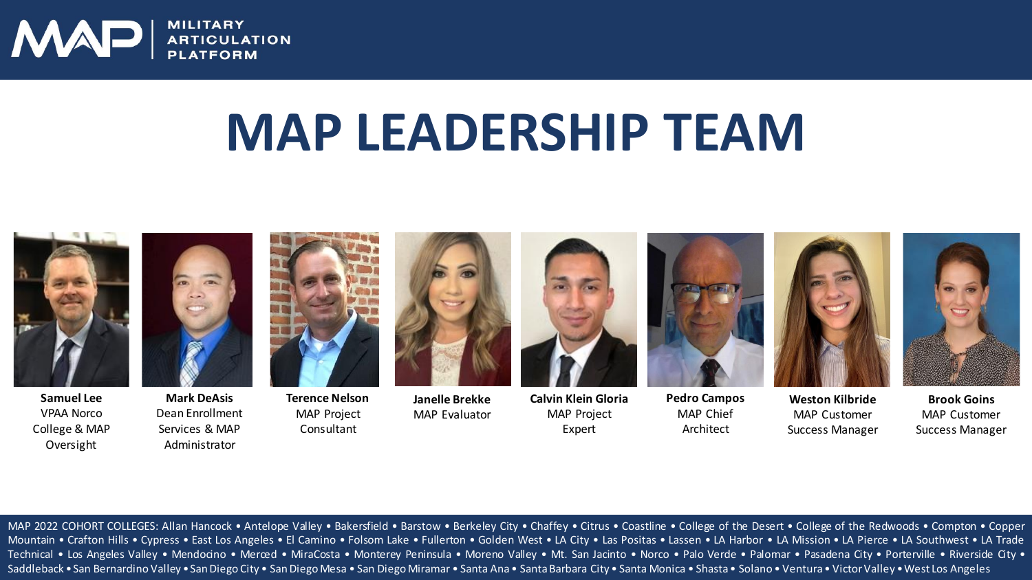MILITARY ARTICULATION PLATFORM

# MAP LEADERSHIP TEAM

**Samuel Lee**
VPAA Norco College & MAP Oversight

**Mark DeAsis**
Dean Enrollment Services & MAP Administrator

**Terence Nelson**
MAP Project Consultant

**Janelle Brekke**
MAP Evaluator

**Calvin Klein Gloria**
MAP Project Expert

**Pedro Campos**
MAP Chief Architect

**Weston Kilbride**
MAP Customer Success Manager

**Brook Goins**
MAP Customer Success Manager

MAP 2022 COHORT COLLEGES: Allan Hancock • Antelope Valley • Bakersfield • Barstow • Berkeley City • Chaffey • Citrus • Coastline • College of the Desert • College of the Redwoods • Compton • Copper Mountain • Crafton Hills • Cypress • East Los Angeles • El Camino • Folsom Lake • Fullerton • Golden West • LA City • Las Positas • Lassen • LA Harbor • LA Mission • LA Pierce • LA Southwest • LA Trade Technical • Los Angeles Valley • Mendocino • Merced • MiraCosta • Monterey Peninsula • Moreno Valley • Mt. San Jacinto • Norco • Palo Verde • Palomar • Pasadena City • Porterville • Riverside City • Saddleback • San Bernardino Valley • San Diego City • San Diego Mesa • San Diego Miramar • Santa Ana • Santa Barbara City • Santa Monica • Shasta • Solano • Ventura • Victor Valley • West Los Angeles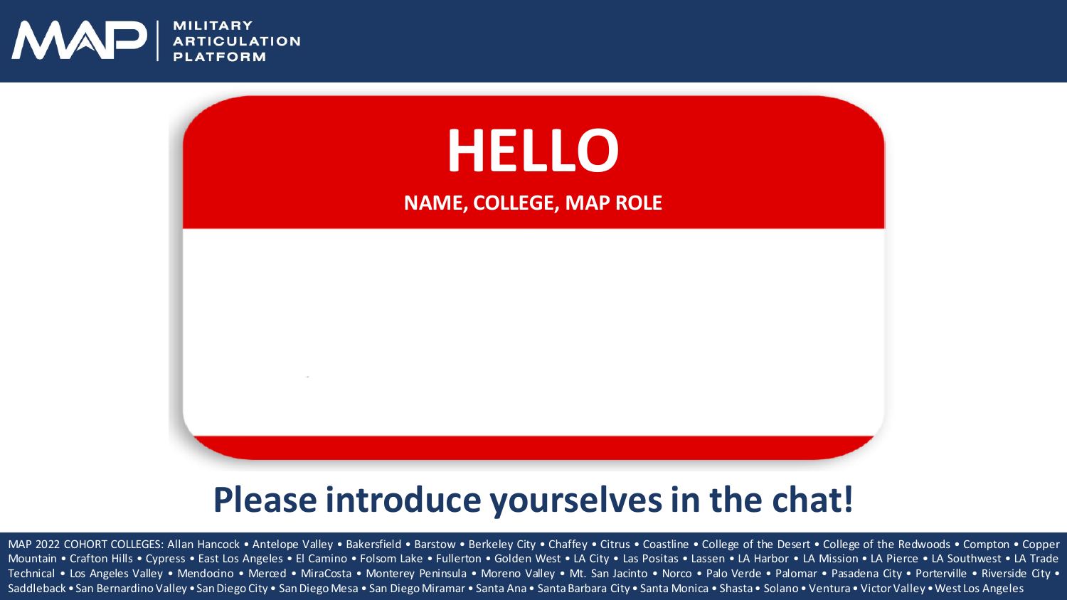MILITARY ARTICULATION PLATFORM

# HELLO

**NAME, COLLEGE, MAP ROLE**

## Please introduce yourselves in the chat!

MAP 2022 COHORT COLLEGES: Allan Hancock • Antelope Valley • Bakersfield • Barstow • Berkeley City • Chaffey • Citrus • Coastline • College of the Desert • College of the Redwoods • Compton • Copper Mountain • Crafton Hills • Cypress • East Los Angeles • El Camino • Folsom Lake • Fullerton • Golden West • LA City • Las Positas • Lassen • LA Harbor • LA Mission • LA Pierce • LA Southwest • LA Trade Technical • Los Angeles Valley • Mendocino • Merced • MiraCosta • Monterey Peninsula • Moreno Valley • Mt. San Jacinto • Norco • Palo Verde • Palomar • Pasadena City • Porterville • Riverside City • Saddleback • San Bernardino Valley • San Diego City • San Diego Mesa • San Diego Miramar • Santa Ana • Santa Barbara City • Santa Monica • Shasta • Solano • Ventura • Victor Valley • West Los Angeles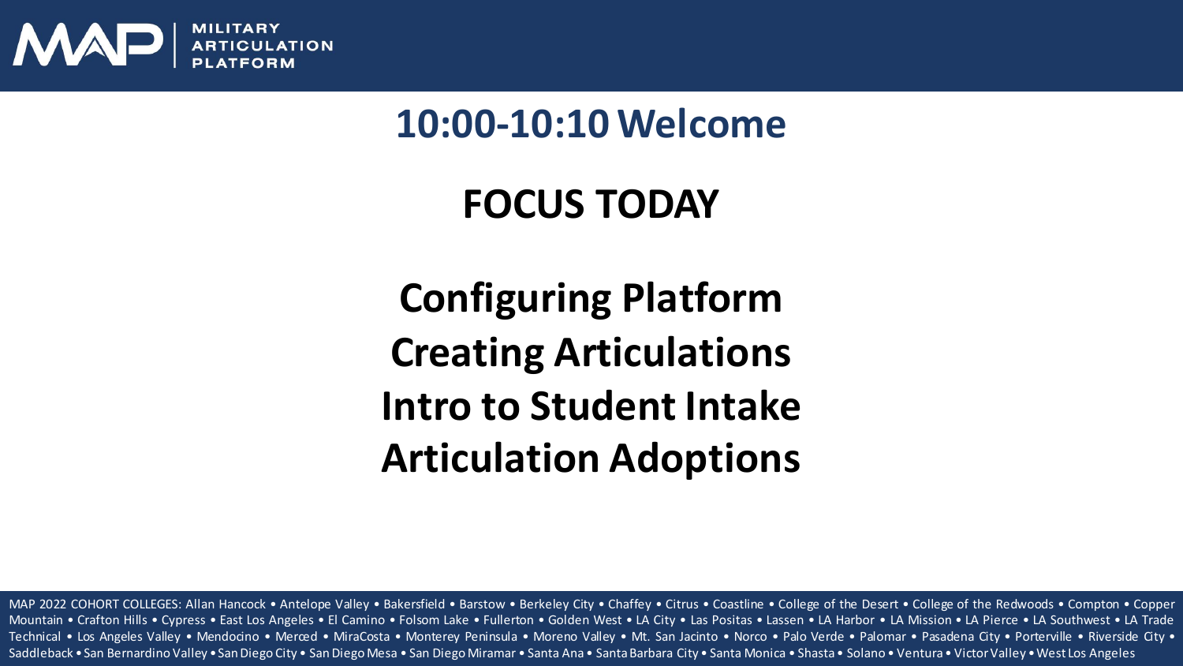# 10:00-10:10 Welcome

## FOCUS TODAY

**Configuring Platform**
**Creating Articulations**
**Intro to Student Intake**
**Articulation Adoptions**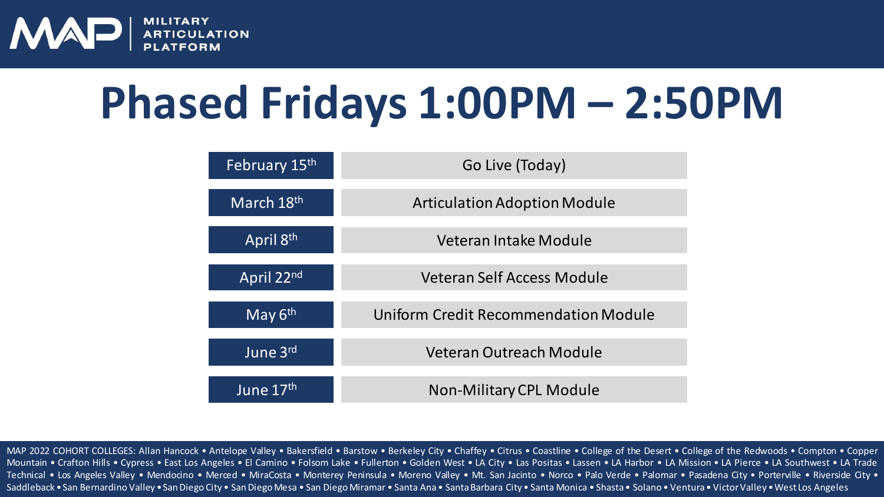MILITARY ARTICULATION PLATFORM

# Phased Fridays 1:00PM – 2:50PM

| | |
|---|---|
| February 15th | Go Live (Today) |
| March 18th | Articulation Adoption Module |
| April 8th | Veteran Intake Module |
| April 22nd | Veteran Self Access Module |
| May 6th | Uniform Credit Recommendation Module |
| June 3rd | Veteran Outreach Module |
| June 17th | Non-Military CPL Module |

MAP 2022 COHORT COLLEGES: Allan Hancock • Antelope Valley • Bakersfield • Barstow • Berkeley City • Chaffey • Citrus • Coastline • College of the Desert • College of the Redwoods • Compton • Copper Mountain • Crafton Hills • Cypress • East Los Angeles • El Camino • Folsom Lake • Fullerton • Golden West • LA City • Las Positas • Lassen • LA Harbor • LA Mission • LA Pierce • LA Southwest • LA Trade Technical • Los Angeles Valley • Mendocino • Merced • MiraCosta • Monterey Peninsula • Moreno Valley • Mt. San Jacinto • Norco • Palo Verde • Palomar • Pasadena City • Porterville • Riverside City • Saddleback • San Bernardino Valley • San Diego City • San Diego Mesa • San Diego Miramar • Santa Ana • Santa Barbara City • Santa Monica • Shasta • Solano • Ventura • Victor Valley • West Los Angeles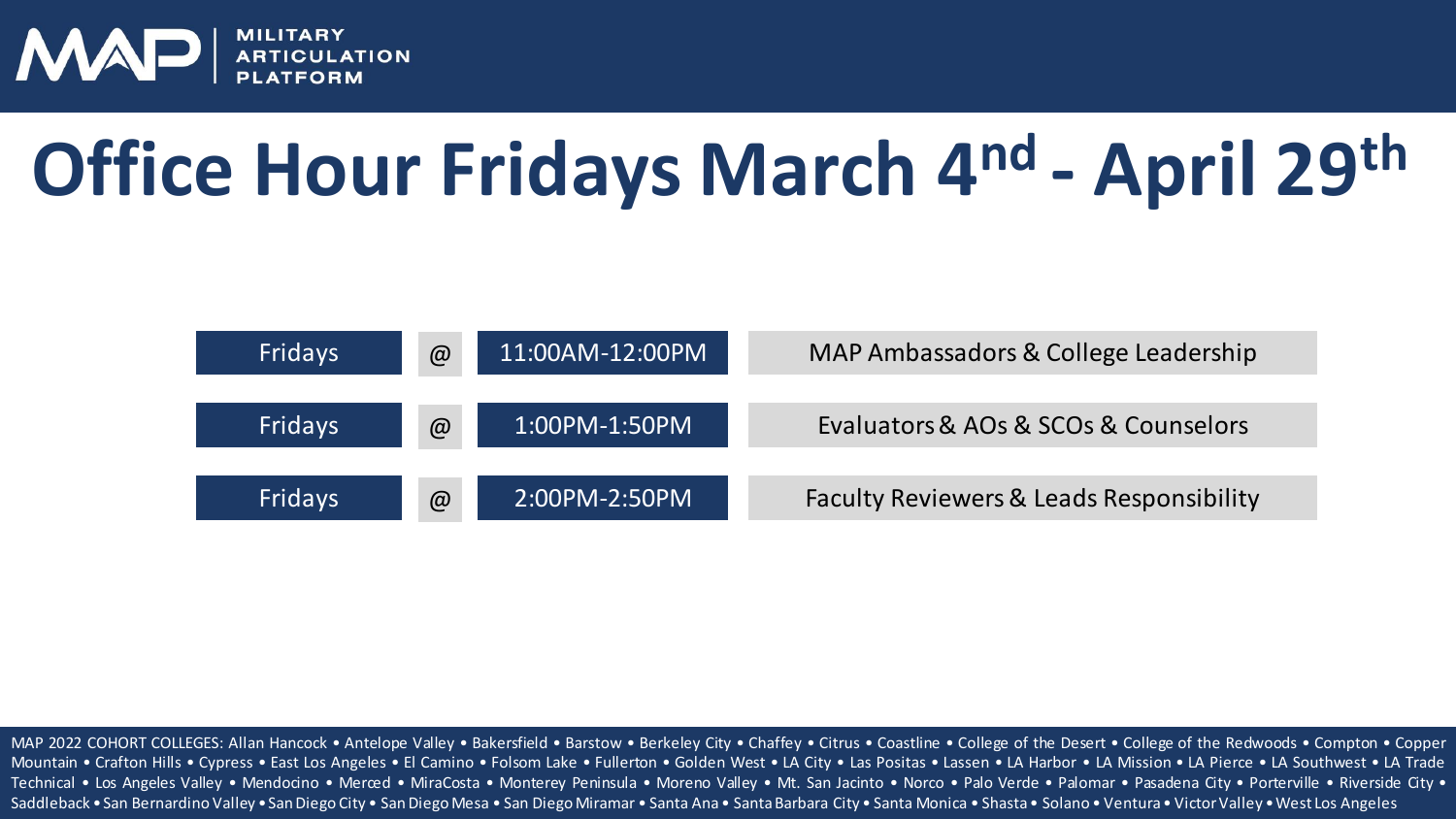MAP | MILITARY ARTICULATION PLATFORM

# Office Hour Fridays March 4nd - April 29th

| | | | |
|---|---|---|---|
| Fridays | @ | 11:00AM-12:00PM | MAP Ambassadors & College Leadership |
| Fridays | @ | 1:00PM-1:50PM | Evaluators & AOs & SCOs & Counselors |
| Fridays | @ | 2:00PM-2:50PM | Faculty Reviewers & Leads Responsibility |

MAP 2022 COHORT COLLEGES: Allan Hancock • Antelope Valley • Bakersfield • Barstow • Berkeley City • Chaffey • Citrus • Coastline • College of the Desert • College of the Redwoods • Compton • Copper Mountain • Crafton Hills • Cypress • East Los Angeles • El Camino • Folsom Lake • Fullerton • Golden West • LA City • Las Positas • Lassen • LA Harbor • LA Mission • LA Pierce • LA Southwest • LA Trade Technical • Los Angeles Valley • Mendocino • Merced • MiraCosta • Monterey Peninsula • Moreno Valley • Mt. San Jacinto • Norco • Palo Verde • Palomar • Pasadena City • Porterville • Riverside City • Saddleback • San Bernardino Valley • San Diego City • San Diego Mesa • San Diego Miramar • Santa Ana • Santa Barbara City • Santa Monica • Shasta • Solano • Ventura • Victor Valley • West Los Angeles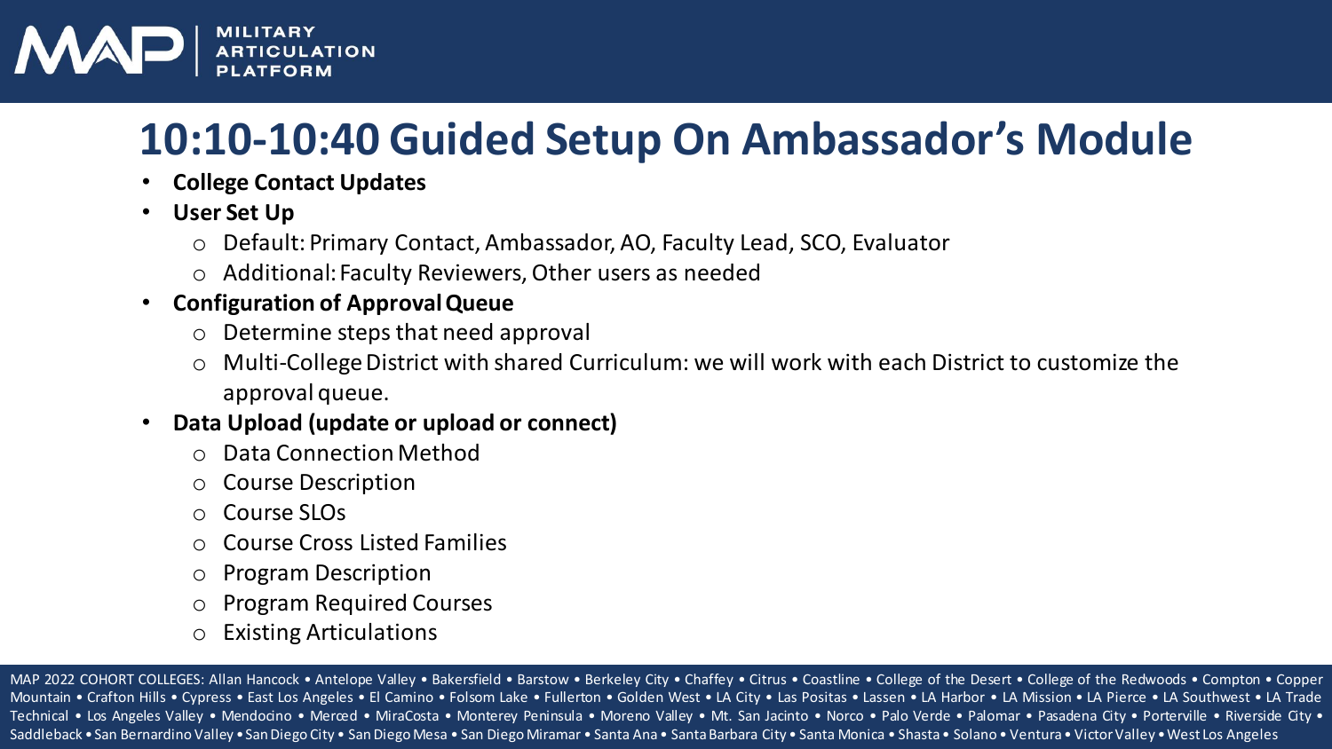# 10:10-10:40 Guided Setup On Ambassador's Module

- **College Contact Updates**
- **User Set Up**
  - Default: Primary Contact, Ambassador, AO, Faculty Lead, SCO, Evaluator
  - Additional: Faculty Reviewers, Other users as needed
- **Configuration of Approval Queue**
  - Determine steps that need approval
  - Multi-College District with shared Curriculum: we will work with each District to customize the approval queue.
- **Data Upload (update or upload or connect)**
  - Data Connection Method
  - Course Description
  - Course SLOs
  - Course Cross Listed Families
  - Program Description
  - Program Required Courses
  - Existing Articulations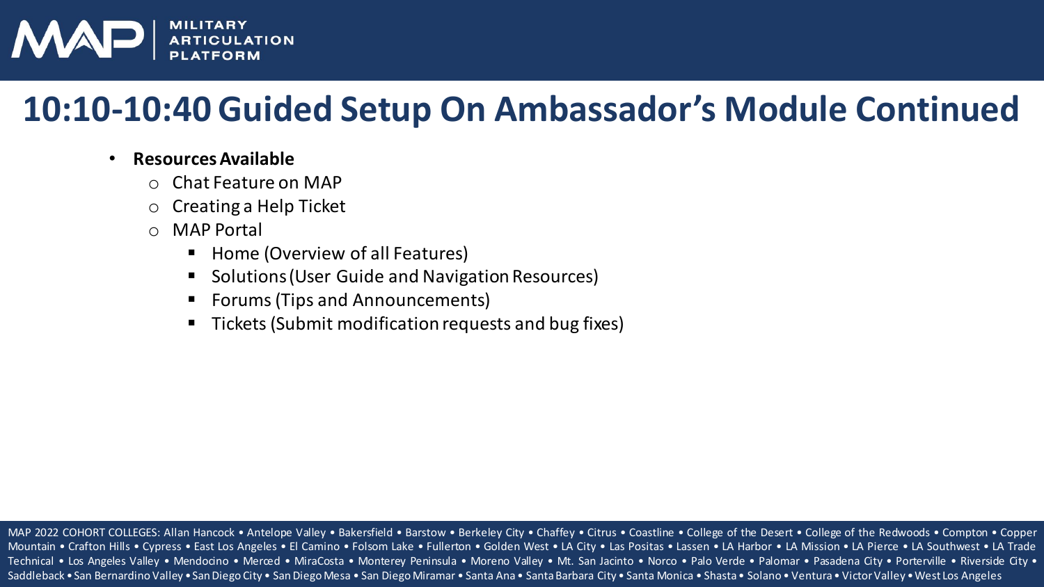# 10:10-10:40 Guided Setup On Ambassador's Module Continued

- **Resources Available**
  - Chat Feature on MAP
  - Creating a Help Ticket
  - MAP Portal
    - Home (Overview of all Features)
    - Solutions (User Guide and Navigation Resources)
    - Forums (Tips and Announcements)
    - Tickets (Submit modification requests and bug fixes)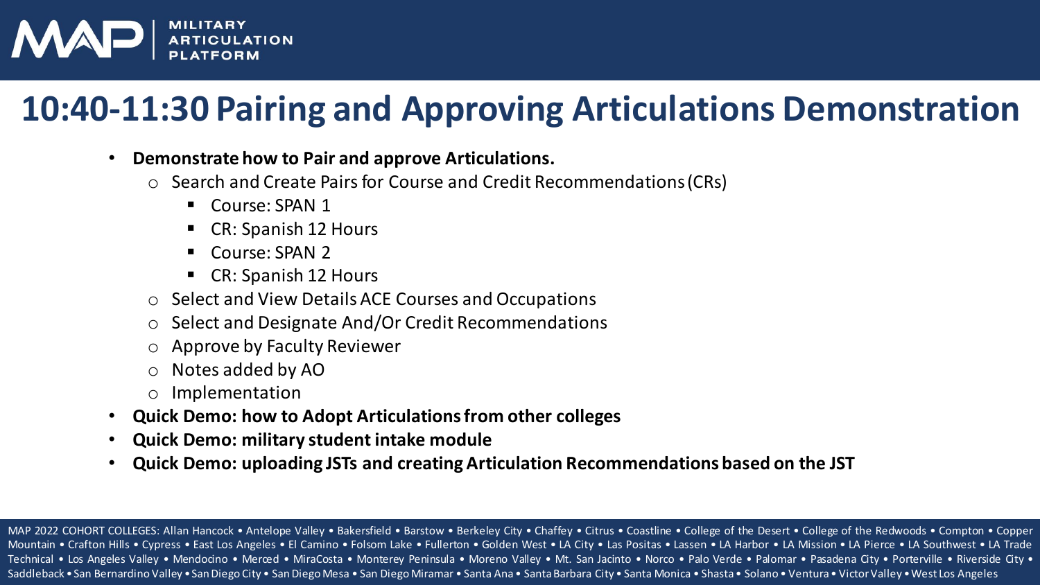# 10:40-11:30 Pairing and Approving Articulations Demonstration

- **Demonstrate how to Pair and approve Articulations.**
  - Search and Create Pairs for Course and Credit Recommendations (CRs)
    - Course: SPAN 1
    - CR: Spanish 12 Hours
    - Course: SPAN 2
    - CR: Spanish 12 Hours
  - Select and View Details ACE Courses and Occupations
  - Select and Designate And/Or Credit Recommendations
  - Approve by Faculty Reviewer
  - Notes added by AO
  - Implementation
- **Quick Demo: how to Adopt Articulations from other colleges**
- **Quick Demo: military student intake module**
- **Quick Demo: uploading JSTs and creating Articulation Recommendations based on the JST**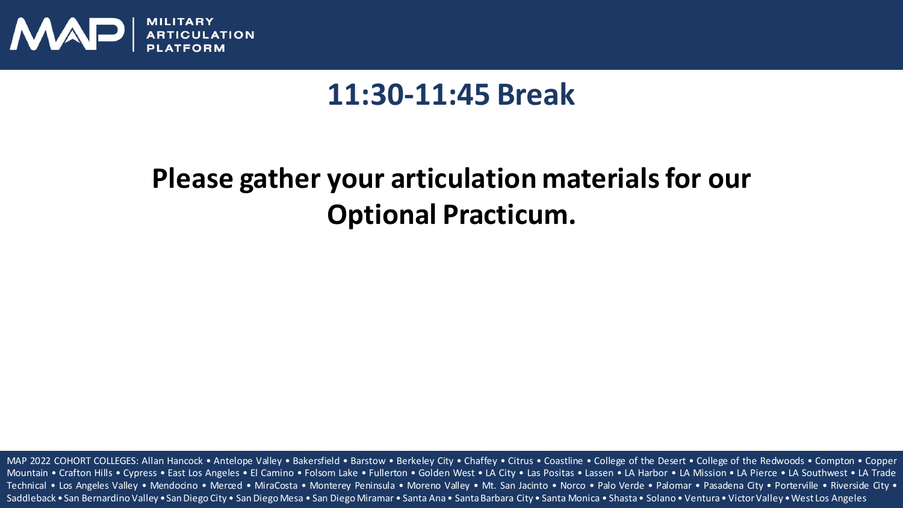# 11:30-11:45 Break

**Please gather your articulation materials for our Optional Practicum.**

MAP 2022 COHORT COLLEGES: Allan Hancock • Antelope Valley • Bakersfield • Barstow • Berkeley City • Chaffey • Citrus • Coastline • College of the Desert • College of the Redwoods • Compton • Copper Mountain • Crafton Hills • Cypress • East Los Angeles • El Camino • Folsom Lake • Fullerton • Golden West • LA City • Las Positas • Lassen • LA Harbor • LA Mission • LA Pierce • LA Southwest • LA Trade Technical • Los Angeles Valley • Mendocino • Merced • MiraCosta • Monterey Peninsula • Moreno Valley • Mt. San Jacinto • Norco • Palo Verde • Palomar • Pasadena City • Porterville • Riverside City • Saddleback • San Bernardino Valley • San Diego City • San Diego Mesa • San Diego Miramar • Santa Ana • Santa Barbara City • Santa Monica • Shasta • Solano • Ventura • Victor Valley • West Los Angeles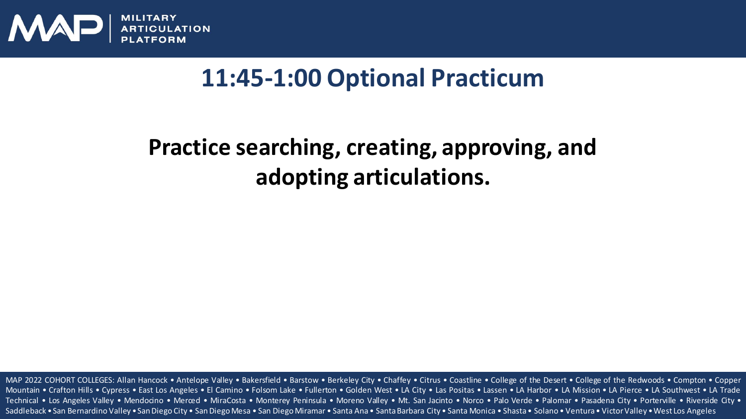# 11:45-1:00 Optional Practicum

**Practice searching, creating, approving, and adopting articulations.**

MAP 2022 COHORT COLLEGES: Allan Hancock • Antelope Valley • Bakersfield • Barstow • Berkeley City • Chaffey • Citrus • Coastline • College of the Desert • College of the Redwoods • Compton • Copper Mountain • Crafton Hills • Cypress • East Los Angeles • El Camino • Folsom Lake • Fullerton • Golden West • LA City • Las Positas • Lassen • LA Harbor • LA Mission • LA Pierce • LA Southwest • LA Trade Technical • Los Angeles Valley • Mendocino • Merced • MiraCosta • Monterey Peninsula • Moreno Valley • Mt. San Jacinto • Norco • Palo Verde • Palomar • Pasadena City • Porterville • Riverside City • Saddleback • San Bernardino Valley • San Diego City • San Diego Mesa • San Diego Miramar • Santa Ana • Santa Barbara City • Santa Monica • Shasta • Solano • Ventura • Victor Valley • West Los Angeles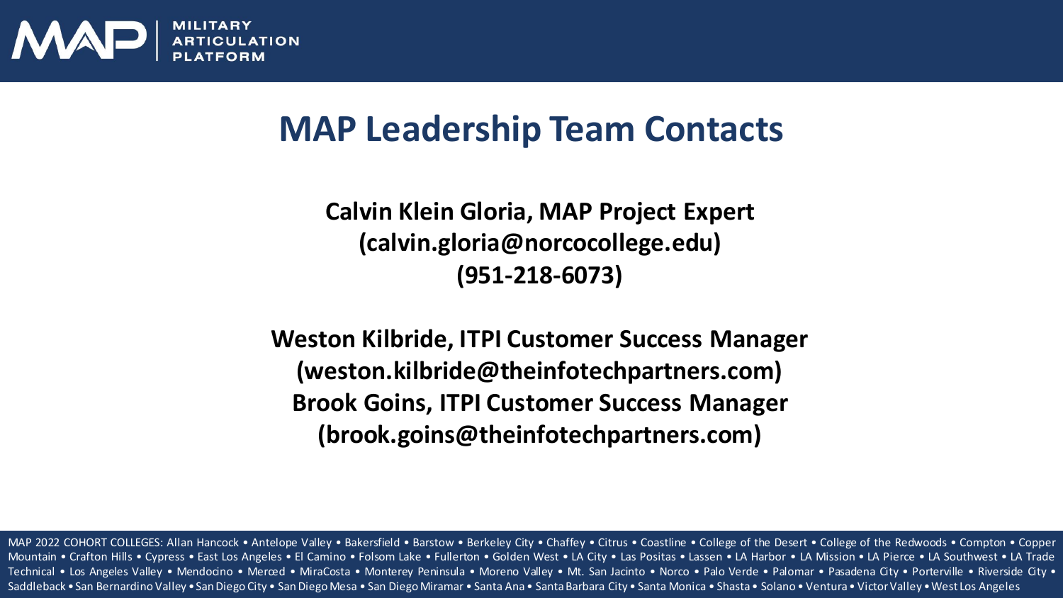MILITARY ARTICULATION PLATFORM

# MAP Leadership Team Contacts

**Calvin Klein Gloria, MAP Project Expert**
**(calvin.gloria@norcocollege.edu)**
**(951-218-6073)**

**Weston Kilbride, ITPI Customer Success Manager**
**(weston.kilbride@theinfotechpartners.com)**
**Brook Goins, ITPI Customer Success Manager**
**(brook.goins@theinfotechpartners.com)**

MAP 2022 COHORT COLLEGES: Allan Hancock • Antelope Valley • Bakersfield • Barstow • Berkeley City • Chaffey • Citrus • Coastline • College of the Desert • College of the Redwoods • Compton • Copper Mountain • Crafton Hills • Cypress • East Los Angeles • El Camino • Folsom Lake • Fullerton • Golden West • LA City • Las Positas • Lassen • LA Harbor • LA Mission • LA Pierce • LA Southwest • LA Trade Technical • Los Angeles Valley • Mendocino • Merced • MiraCosta • Monterey Peninsula • Moreno Valley • Mt. San Jacinto • Norco • Palo Verde • Palomar • Pasadena City • Porterville • Riverside City • Saddleback • San Bernardino Valley • San Diego City • San Diego Mesa • San Diego Miramar • Santa Ana • Santa Barbara City • Santa Monica • Shasta • Solano • Ventura • Victor Valley • West Los Angeles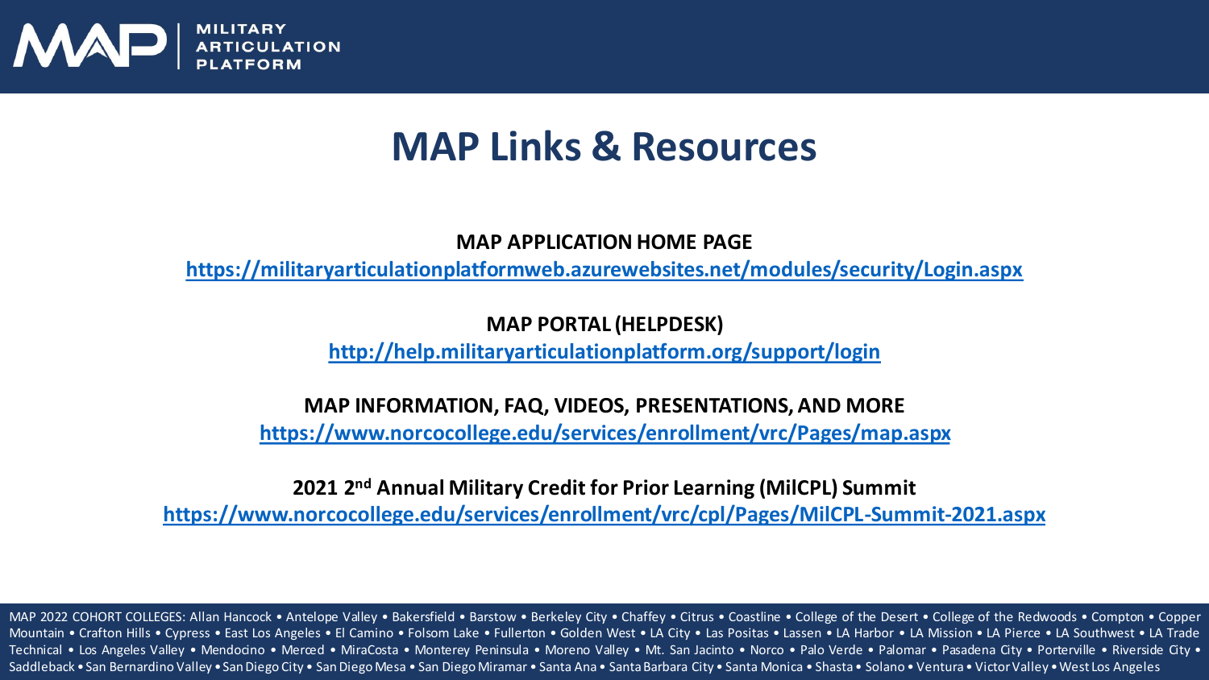MILITARY ARTICULATION PLATFORM

# MAP Links & Resources

**MAP APPLICATION HOME PAGE**

https://militaryarticulationplatformweb.azurewebsites.net/modules/security/Login.aspx

**MAP PORTAL (HELPDESK)**

http://help.militaryarticulationplatform.org/support/login

**MAP INFORMATION, FAQ, VIDEOS, PRESENTATIONS, AND MORE**

https://www.norcocollege.edu/services/enrollment/vrc/Pages/map.aspx

**2021 2nd Annual Military Credit for Prior Learning (MilCPL) Summit**

https://www.norcocollege.edu/services/enrollment/vrc/cpl/Pages/MilCPL-Summit-2021.aspx

MAP 2022 COHORT COLLEGES: Allan Hancock • Antelope Valley • Bakersfield • Barstow • Berkeley City • Chaffey • Citrus • Coastline • College of the Desert • College of the Redwoods • Compton • Copper Mountain • Crafton Hills • Cypress • East Los Angeles • El Camino • Folsom Lake • Fullerton • Golden West • LA City • Las Positas • Lassen • LA Harbor • LA Mission • LA Pierce • LA Southwest • LA Trade Technical • Los Angeles Valley • Mendocino • Merced • MiraCosta • Monterey Peninsula • Moreno Valley • Mt. San Jacinto • Norco • Palo Verde • Palomar • Pasadena City • Porterville • Riverside City • Saddleback • San Bernardino Valley • San Diego City • San Diego Mesa • San Diego Miramar • Santa Ana • Santa Barbara City • Santa Monica • Shasta • Solano • Ventura • Victor Valley • West Los Angeles